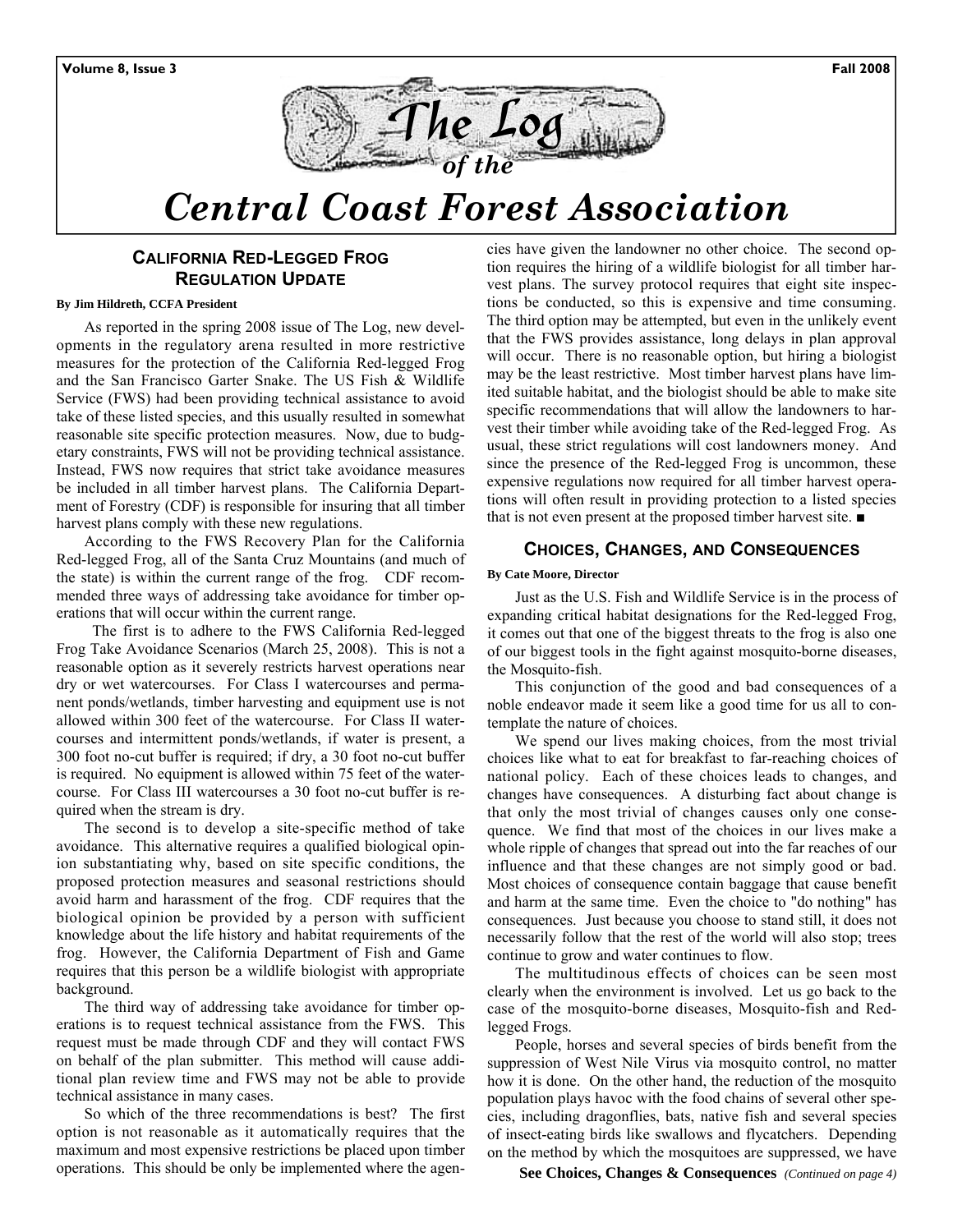# The Log of the Central Coast Forest Association

## California Red-Legged Frog Regulation Update

**By Jim Hildreth, CCFA President**

As reported in the spring 2008 issue of The Log, new developments in the regulatory arena resulted in more restrictive measures for the protection of the California Red-legged Frog and the San Francisco Garter Snake. The US Fish & Wildlife Service (FWS) had been providing technical assistance to avoid take of these listed species, and this usually resulted in somewhat reasonable site specific protection measures. Now, due to budgetary constraints, FWS will not be providing technical assistance. Instead, FWS now requires that strict take avoidance measures be included in all timber harvest plans. The California Department of Forestry (CDF) is responsible for insuring that all timber harvest plans comply with these new regulations.

According to the FWS Recovery Plan for the California Red-legged Frog, all of the Santa Cruz Mountains (and much of the state) is within the current range of the frog. CDF recommended three ways of addressing take avoidance for timber operations that will occur within the current range.

The first is to adhere to the FWS California Red-legged Frog Take Avoidance Scenarios (March 25, 2008). This is not a reasonable option as it severely restricts harvest operations near dry or wet watercourses. For Class I watercourses and permanent ponds/wetlands, timber harvesting and equipment use is not allowed within 300 feet of the watercourse. For Class II watercourses and intermittent ponds/wetlands, if water is present, a 300 foot no-cut buffer is required; if dry, a 30 foot no-cut buffer is required. No equipment is allowed within 75 feet of the watercourse. For Class III watercourses a 30 foot no-cut buffer is required when the stream is dry.

The second is to develop a site-specific method of take avoidance. This alternative requires a qualified biological opinion substantiating why, based on site specific conditions, the proposed protection measures and seasonal restrictions should avoid harm and harassment of the frog. CDF requires that the biological opinion be provided by a person with sufficient knowledge about the life history and habitat requirements of the frog. However, the California Department of Fish and Game requires that this person be a wildlife biologist with appropriate background.

The third way of addressing take avoidance for timber operations is to request technical assistance from the FWS. This request must be made through CDF and they will contact FWS on behalf of the plan submitter. This method will cause additional plan review time and FWS may not be able to provide technical assistance in many cases.

So which of the three recommendations is best? The first option is not reasonable as it automatically requires that the maximum and most expensive restrictions be placed upon timber operations. This should be only be implemented where the agencies have given the landowner no other choice. The second option requires the hiring of a wildlife biologist for all timber harvest plans. The survey protocol requires that eight site inspections be conducted, so this is expensive and time consuming. The third option may be attempted, but even in the unlikely event that the FWS provides assistance, long delays in plan approval will occur. There is no reasonable option, but hiring a biologist may be the least restrictive. Most timber harvest plans have limited suitable habitat, and the biologist should be able to make site specific recommendations that will allow the landowners to harvest their timber while avoiding take of the Red-legged Frog. As usual, these strict regulations will cost landowners money. And since the presence of the Red-legged Frog is uncommon, these expensive regulations now required for all timber harvest operations will often result in providing protection to a listed species that is not even present at the proposed timber harvest site. ■

## Choices, Changes, and Consequences

**By Cate Moore, Director**

Just as the U.S. Fish and Wildlife Service is in the process of expanding critical habitat designations for the Red-legged Frog, it comes out that one of the biggest threats to the frog is also one of our biggest tools in the fight against mosquito-borne diseases, the Mosquito-fish.

This conjunction of the good and bad consequences of a noble endeavor made it seem like a good time for us all to contemplate the nature of choices.

We spend our lives making choices, from the most trivial choices like what to eat for breakfast to far-reaching choices of national policy. Each of these choices leads to changes, and changes have consequences. A disturbing fact about change is that only the most trivial of changes causes only one consequence. We find that most of the choices in our lives make a whole ripple of changes that spread out into the far reaches of our influence and that these changes are not simply good or bad. Most choices of consequence contain baggage that cause benefit and harm at the same time. Even the choice to "do nothing" has consequences. Just because you choose to stand still, it does not necessarily follow that the rest of the world will also stop; trees continue to grow and water continues to flow.

The multitudinous effects of choices can be seen most clearly when the environment is involved. Let us go back to the case of the mosquito-borne diseases, Mosquito-fish and Red-legged Frogs.

People, horses and several species of birds benefit from the suppression of West Nile Virus via mosquito control, no matter how it is done. On the other hand, the reduction of the mosquito population plays havoc with the food chains of several other species, including dragonflies, bats, native fish and several species of insect-eating birds like swallows and flycatchers. Depending on the method by which the mosquitoes are suppressed, we have

**See Choices, Changes & Consequences** *(Continued on page 4)*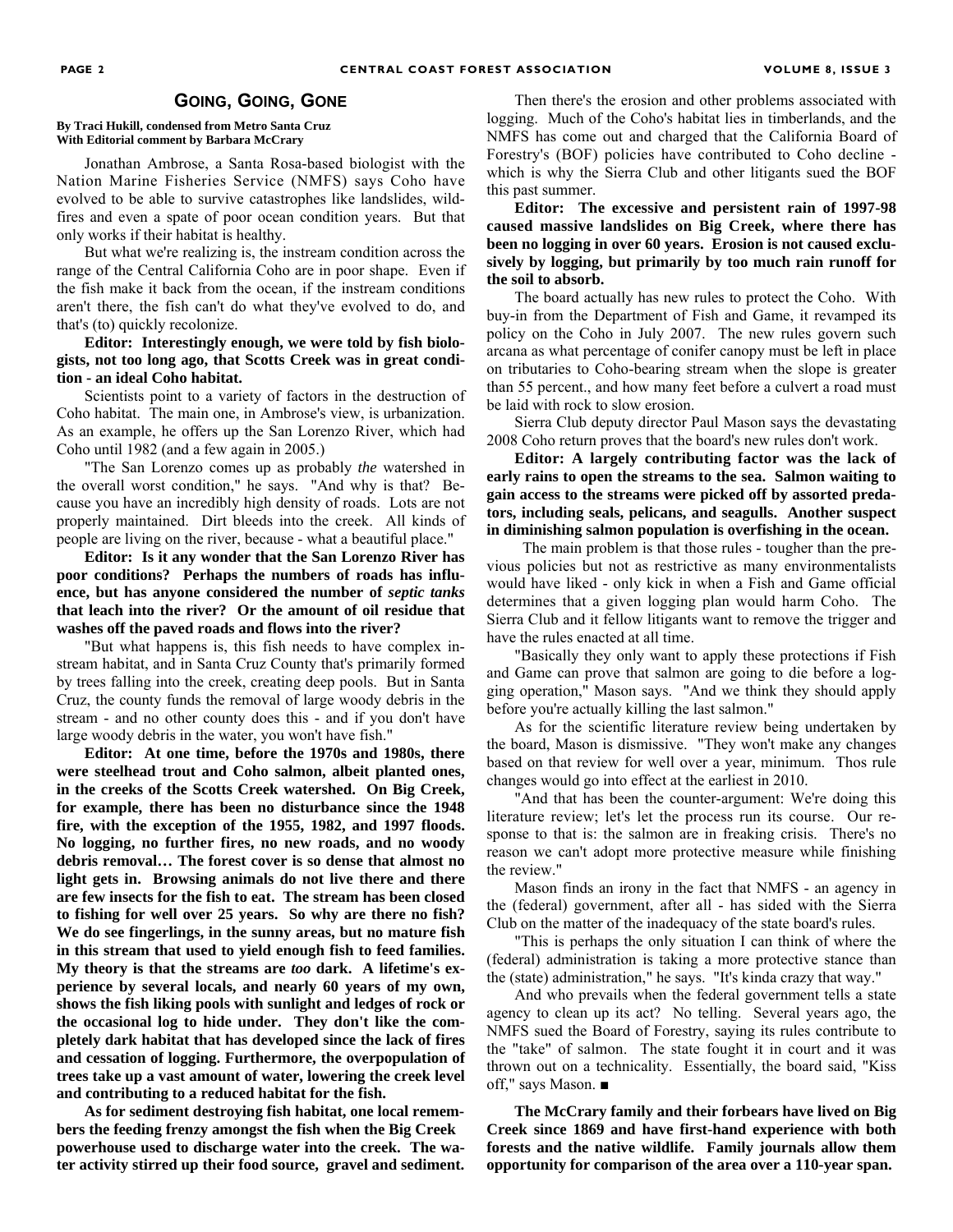## Going, Going, Gone

**By Traci Hukill, condensed from Metro Santa Cruz**
**With Editorial comment by Barbara McCrary**

Jonathan Ambrose, a Santa Rosa-based biologist with the Nation Marine Fisheries Service (NMFS) says Coho have evolved to be able to survive catastrophes like landslides, wildfires and even a spate of poor ocean condition years. But that only works if their habitat is healthy.

But what we're realizing is, the instream condition across the range of the Central California Coho are in poor shape. Even if the fish make it back from the ocean, if the instream conditions aren't there, the fish can't do what they've evolved to do, and that's (to) quickly recolonize.

**Editor: Interestingly enough, we were told by fish biologists, not too long ago, that Scotts Creek was in great condition - an ideal Coho habitat.**

Scientists point to a variety of factors in the destruction of Coho habitat. The main one, in Ambrose's view, is urbanization. As an example, he offers up the San Lorenzo River, which had Coho until 1982 (and a few again in 2005.)

"The San Lorenzo comes up as probably *the* watershed in the overall worst condition," he says. "And why is that? Because you have an incredibly high density of roads. Lots are not properly maintained. Dirt bleeds into the creek. All kinds of people are living on the river, because - what a beautiful place."

**Editor: Is it any wonder that the San Lorenzo River has poor conditions? Perhaps the numbers of roads has influence, but has anyone considered the number of *septic tanks* that leach into the river? Or the amount of oil residue that washes off the paved roads and flows into the river?**

"But what happens is, this fish needs to have complex instream habitat, and in Santa Cruz County that's primarily formed by trees falling into the creek, creating deep pools. But in Santa Cruz, the county funds the removal of large woody debris in the stream - and no other county does this - and if you don't have large woody debris in the water, you won't have fish."

**Editor: At one time, before the 1970s and 1980s, there were steelhead trout and Coho salmon, albeit planted ones, in the creeks of the Scotts Creek watershed. On Big Creek, for example, there has been no disturbance since the 1948 fire, with the exception of the 1955, 1982, and 1997 floods. No logging, no further fires, no new roads, and no woody debris removal… The forest cover is so dense that almost no light gets in. Browsing animals do not live there and there are few insects for the fish to eat. The stream has been closed to fishing for well over 25 years. So why are there no fish? We do see fingerlings, in the sunny areas, but no mature fish in this stream that used to yield enough fish to feed families. My theory is that the streams are *too* dark. A lifetime's experience by several locals, and nearly 60 years of my own, shows the fish liking pools with sunlight and ledges of rock or the occasional log to hide under. They don't like the completely dark habitat that has developed since the lack of fires and cessation of logging. Furthermore, the overpopulation of trees take up a vast amount of water, lowering the creek level and contributing to a reduced habitat for the fish.**

**As for sediment destroying fish habitat, one local remembers the feeding frenzy amongst the fish when the Big Creek powerhouse used to discharge water into the creek. The water activity stirred up their food source, gravel and sediment.**

Then there's the erosion and other problems associated with logging. Much of the Coho's habitat lies in timberlands, and the NMFS has come out and charged that the California Board of Forestry's (BOF) policies have contributed to Coho decline - which is why the Sierra Club and other litigants sued the BOF this past summer.

**Editor: The excessive and persistent rain of 1997-98 caused massive landslides on Big Creek, where there has been no logging in over 60 years. Erosion is not caused exclusively by logging, but primarily by too much rain runoff for the soil to absorb.**

The board actually has new rules to protect the Coho. With buy-in from the Department of Fish and Game, it revamped its policy on the Coho in July 2007. The new rules govern such arcana as what percentage of conifer canopy must be left in place on tributaries to Coho-bearing stream when the slope is greater than 55 percent., and how many feet before a culvert a road must be laid with rock to slow erosion.

Sierra Club deputy director Paul Mason says the devastating 2008 Coho return proves that the board's new rules don't work.

**Editor: A largely contributing factor was the lack of early rains to open the streams to the sea. Salmon waiting to gain access to the streams were picked off by assorted predators, including seals, pelicans, and seagulls. Another suspect in diminishing salmon population is overfishing in the ocean.**

The main problem is that those rules - tougher than the previous policies but not as restrictive as many environmentalists would have liked - only kick in when a Fish and Game official determines that a given logging plan would harm Coho. The Sierra Club and it fellow litigants want to remove the trigger and have the rules enacted at all time.

"Basically they only want to apply these protections if Fish and Game can prove that salmon are going to die before a logging operation," Mason says. "And we think they should apply before you're actually killing the last salmon."

As for the scientific literature review being undertaken by the board, Mason is dismissive. "They won't make any changes based on that review for well over a year, minimum. Thos rule changes would go into effect at the earliest in 2010.

"And that has been the counter-argument: We're doing this literature review; let's let the process run its course. Our response to that is: the salmon are in freaking crisis. There's no reason we can't adopt more protective measure while finishing the review."

Mason finds an irony in the fact that NMFS - an agency in the (federal) government, after all - has sided with the Sierra Club on the matter of the inadequacy of the state board's rules.

"This is perhaps the only situation I can think of where the (federal) administration is taking a more protective stance than the (state) administration," he says. "It's kinda crazy that way."

And who prevails when the federal government tells a state agency to clean up its act? No telling. Several years ago, the NMFS sued the Board of Forestry, saying its rules contribute to the "take" of salmon. The state fought it in court and it was thrown out on a technicality. Essentially, the board said, "Kiss off," says Mason. ■

**The McCrary family and their forbears have lived on Big Creek since 1869 and have first-hand experience with both forests and the native wildlife. Family journals allow them opportunity for comparison of the area over a 110-year span.**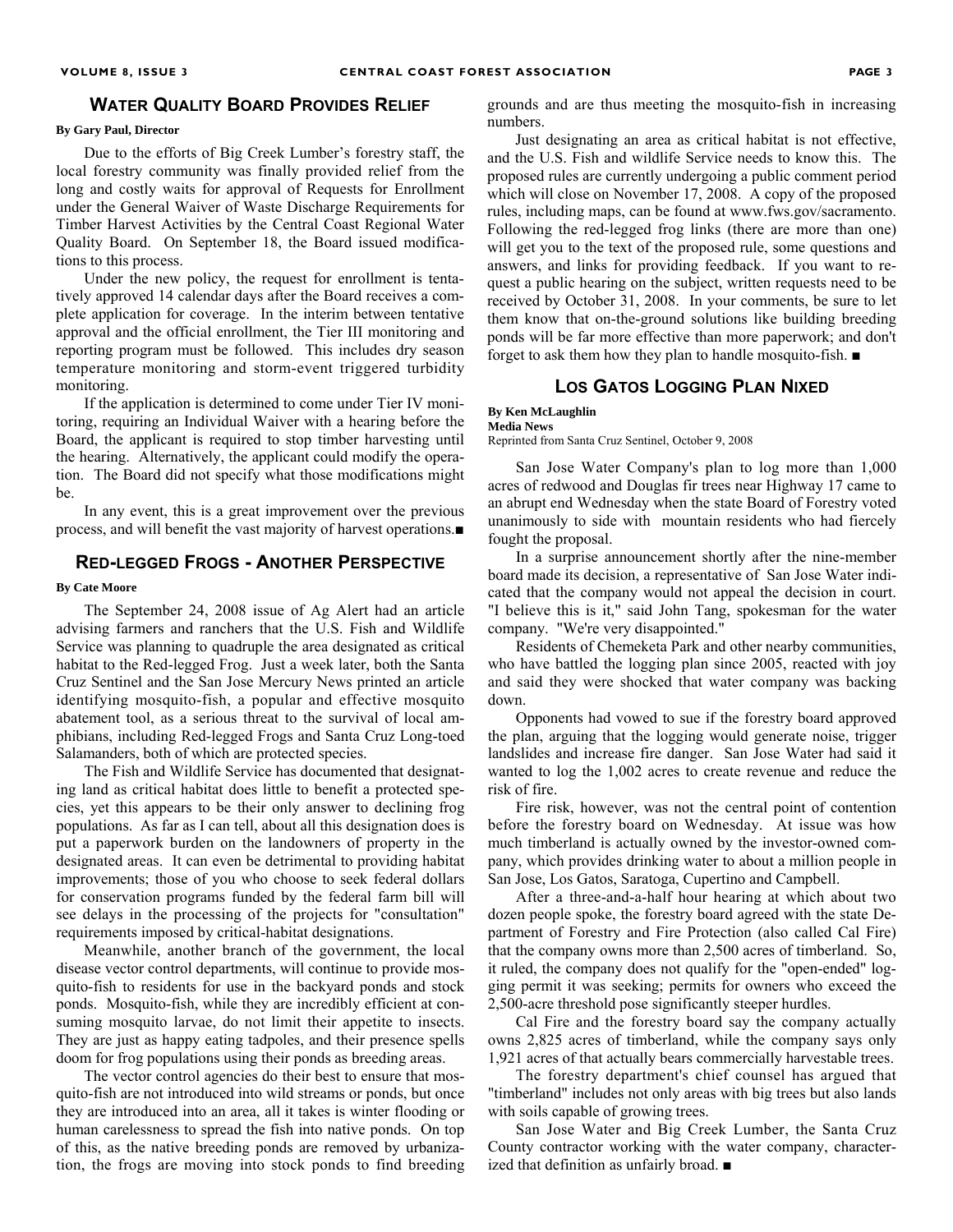## Water Quality Board Provides Relief

**By Gary Paul, Director**

Due to the efforts of Big Creek Lumber's forestry staff, the local forestry community was finally provided relief from the long and costly waits for approval of Requests for Enrollment under the General Waiver of Waste Discharge Requirements for Timber Harvest Activities by the Central Coast Regional Water Quality Board. On September 18, the Board issued modifications to this process.

Under the new policy, the request for enrollment is tentatively approved 14 calendar days after the Board receives a complete application for coverage. In the interim between tentative approval and the official enrollment, the Tier III monitoring and reporting program must be followed. This includes dry season temperature monitoring and storm-event triggered turbidity monitoring.

If the application is determined to come under Tier IV monitoring, requiring an Individual Waiver with a hearing before the Board, the applicant is required to stop timber harvesting until the hearing. Alternatively, the applicant could modify the operation. The Board did not specify what those modifications might be.

In any event, this is a great improvement over the previous process, and will benefit the vast majority of harvest operations.■

## Red-legged Frogs - Another Perspective

**By Cate Moore**

The September 24, 2008 issue of Ag Alert had an article advising farmers and ranchers that the U.S. Fish and Wildlife Service was planning to quadruple the area designated as critical habitat to the Red-legged Frog. Just a week later, both the Santa Cruz Sentinel and the San Jose Mercury News printed an article identifying mosquito-fish, a popular and effective mosquito abatement tool, as a serious threat to the survival of local amphibians, including Red-legged Frogs and Santa Cruz Long-toed Salamanders, both of which are protected species.

The Fish and Wildlife Service has documented that designating land as critical habitat does little to benefit a protected species, yet this appears to be their only answer to declining frog populations. As far as I can tell, about all this designation does is put a paperwork burden on the landowners of property in the designated areas. It can even be detrimental to providing habitat improvements; those of you who choose to seek federal dollars for conservation programs funded by the federal farm bill will see delays in the processing of the projects for "consultation" requirements imposed by critical-habitat designations.

Meanwhile, another branch of the government, the local disease vector control departments, will continue to provide mosquito-fish to residents for use in the backyard ponds and stock ponds. Mosquito-fish, while they are incredibly efficient at consuming mosquito larvae, do not limit their appetite to insects. They are just as happy eating tadpoles, and their presence spells doom for frog populations using their ponds as breeding areas.

The vector control agencies do their best to ensure that mosquito-fish are not introduced into wild streams or ponds, but once they are introduced into an area, all it takes is winter flooding or human carelessness to spread the fish into native ponds. On top of this, as the native breeding ponds are removed by urbanization, the frogs are moving into stock ponds to find breeding grounds and are thus meeting the mosquito-fish in increasing numbers.

Just designating an area as critical habitat is not effective, and the U.S. Fish and wildlife Service needs to know this. The proposed rules are currently undergoing a public comment period which will close on November 17, 2008. A copy of the proposed rules, including maps, can be found at www.fws.gov/sacramento. Following the red-legged frog links (there are more than one) will get you to the text of the proposed rule, some questions and answers, and links for providing feedback. If you want to request a public hearing on the subject, written requests need to be received by October 31, 2008. In your comments, be sure to let them know that on-the-ground solutions like building breeding ponds will be far more effective than more paperwork; and don't forget to ask them how they plan to handle mosquito-fish. ■

## Los Gatos Logging Plan Nixed

**By Ken McLaughlin**
**Media News**
Reprinted from Santa Cruz Sentinel, October 9, 2008

San Jose Water Company's plan to log more than 1,000 acres of redwood and Douglas fir trees near Highway 17 came to an abrupt end Wednesday when the state Board of Forestry voted unanimously to side with mountain residents who had fiercely fought the proposal.

In a surprise announcement shortly after the nine-member board made its decision, a representative of San Jose Water indicated that the company would not appeal the decision in court. "I believe this is it," said John Tang, spokesman for the water company. "We're very disappointed."

Residents of Chemeketa Park and other nearby communities, who have battled the logging plan since 2005, reacted with joy and said they were shocked that water company was backing down.

Opponents had vowed to sue if the forestry board approved the plan, arguing that the logging would generate noise, trigger landslides and increase fire danger. San Jose Water had said it wanted to log the 1,002 acres to create revenue and reduce the risk of fire.

Fire risk, however, was not the central point of contention before the forestry board on Wednesday. At issue was how much timberland is actually owned by the investor-owned company, which provides drinking water to about a million people in San Jose, Los Gatos, Saratoga, Cupertino and Campbell.

After a three-and-a-half hour hearing at which about two dozen people spoke, the forestry board agreed with the state Department of Forestry and Fire Protection (also called Cal Fire) that the company owns more than 2,500 acres of timberland. So, it ruled, the company does not qualify for the "open-ended" logging permit it was seeking; permits for owners who exceed the 2,500-acre threshold pose significantly steeper hurdles.

Cal Fire and the forestry board say the company actually owns 2,825 acres of timberland, while the company says only 1,921 acres of that actually bears commercially harvestable trees.

The forestry department's chief counsel has argued that "timberland" includes not only areas with big trees but also lands with soils capable of growing trees.

San Jose Water and Big Creek Lumber, the Santa Cruz County contractor working with the water company, characterized that definition as unfairly broad. ■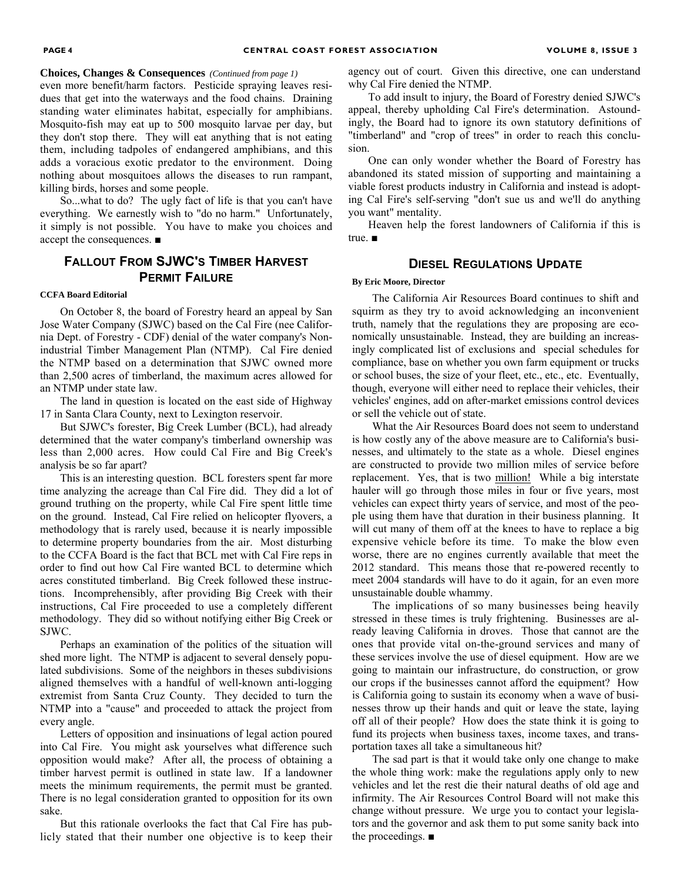**Choices, Changes & Consequences** *(Continued from page 1)*

even more benefit/harm factors. Pesticide spraying leaves residues that get into the waterways and the food chains. Draining standing water eliminates habitat, especially for amphibians. Mosquito-fish may eat up to 500 mosquito larvae per day, but they don't stop there. They will eat anything that is not eating them, including tadpoles of endangered amphibians, and this adds a voracious exotic predator to the environment. Doing nothing about mosquitoes allows the diseases to run rampant, killing birds, horses and some people.

So...what to do? The ugly fact of life is that you can't have everything. We earnestly wish to "do no harm." Unfortunately, it simply is not possible. You have to make you choices and accept the consequences. ■

## Fallout From SJWC's Timber Harvest Permit Failure

**CCFA Board Editorial**

On October 8, the board of Forestry heard an appeal by San Jose Water Company (SJWC) based on the Cal Fire (nee California Dept. of Forestry - CDF) denial of the water company's Non-industrial Timber Management Plan (NTMP). Cal Fire denied the NTMP based on a determination that SJWC owned more than 2,500 acres of timberland, the maximum acres allowed for an NTMP under state law.

The land in question is located on the east side of Highway 17 in Santa Clara County, next to Lexington reservoir.

But SJWC's forester, Big Creek Lumber (BCL), had already determined that the water company's timberland ownership was less than 2,000 acres. How could Cal Fire and Big Creek's analysis be so far apart?

This is an interesting question. BCL foresters spent far more time analyzing the acreage than Cal Fire did. They did a lot of ground truthing on the property, while Cal Fire spent little time on the ground. Instead, Cal Fire relied on helicopter flyovers, a methodology that is rarely used, because it is nearly impossible to determine property boundaries from the air. Most disturbing to the CCFA Board is the fact that BCL met with Cal Fire reps in order to find out how Cal Fire wanted BCL to determine which acres constituted timberland. Big Creek followed these instructions. Incomprehensibly, after providing Big Creek with their instructions, Cal Fire proceeded to use a completely different methodology. They did so without notifying either Big Creek or SJWC.

Perhaps an examination of the politics of the situation will shed more light. The NTMP is adjacent to several densely populated subdivisions. Some of the neighbors in theses subdivisions aligned themselves with a handful of well-known anti-logging extremist from Santa Cruz County. They decided to turn the NTMP into a "cause" and proceeded to attack the project from every angle.

Letters of opposition and insinuations of legal action poured into Cal Fire. You might ask yourselves what difference such opposition would make? After all, the process of obtaining a timber harvest permit is outlined in state law. If a landowner meets the minimum requirements, the permit must be granted. There is no legal consideration granted to opposition for its own sake.

But this rationale overlooks the fact that Cal Fire has publicly stated that their number one objective is to keep their agency out of court. Given this directive, one can understand why Cal Fire denied the NTMP.

To add insult to injury, the Board of Forestry denied SJWC's appeal, thereby upholding Cal Fire's determination. Astoundingly, the Board had to ignore its own statutory definitions of "timberland" and "crop of trees" in order to reach this conclusion.

One can only wonder whether the Board of Forestry has abandoned its stated mission of supporting and maintaining a viable forest products industry in California and instead is adopting Cal Fire's self-serving "don't sue us and we'll do anything you want" mentality.

Heaven help the forest landowners of California if this is true. ■

## Diesel Regulations Update

**By Eric Moore, Director**

The California Air Resources Board continues to shift and squirm as they try to avoid acknowledging an inconvenient truth, namely that the regulations they are proposing are economically unsustainable. Instead, they are building an increasingly complicated list of exclusions and special schedules for compliance, base on whether you own farm equipment or trucks or school buses, the size of your fleet, etc., etc., etc. Eventually, though, everyone will either need to replace their vehicles, their vehicles' engines, add on after-market emissions control devices or sell the vehicle out of state.

What the Air Resources Board does not seem to understand is how costly any of the above measure are to California's businesses, and ultimately to the state as a whole. Diesel engines are constructed to provide two million miles of service before replacement. Yes, that is two million! While a big interstate hauler will go through those miles in four or five years, most vehicles can expect thirty years of service, and most of the people using them have that duration in their business planning. It will cut many of them off at the knees to have to replace a big expensive vehicle before its time. To make the blow even worse, there are no engines currently available that meet the 2012 standard. This means those that re-powered recently to meet 2004 standards will have to do it again, for an even more unsustainable double whammy.

The implications of so many businesses being heavily stressed in these times is truly frightening. Businesses are already leaving California in droves. Those that cannot are the ones that provide vital on-the-ground services and many of these services involve the use of diesel equipment. How are we going to maintain our infrastructure, do construction, or grow our crops if the businesses cannot afford the equipment? How is California going to sustain its economy when a wave of businesses throw up their hands and quit or leave the state, laying off all of their people? How does the state think it is going to fund its projects when business taxes, income taxes, and transportation taxes all take a simultaneous hit?

The sad part is that it would take only one change to make the whole thing work: make the regulations apply only to new vehicles and let the rest die their natural deaths of old age and infirmity. The Air Resources Control Board will not make this change without pressure. We urge you to contact your legislators and the governor and ask them to put some sanity back into the proceedings. ■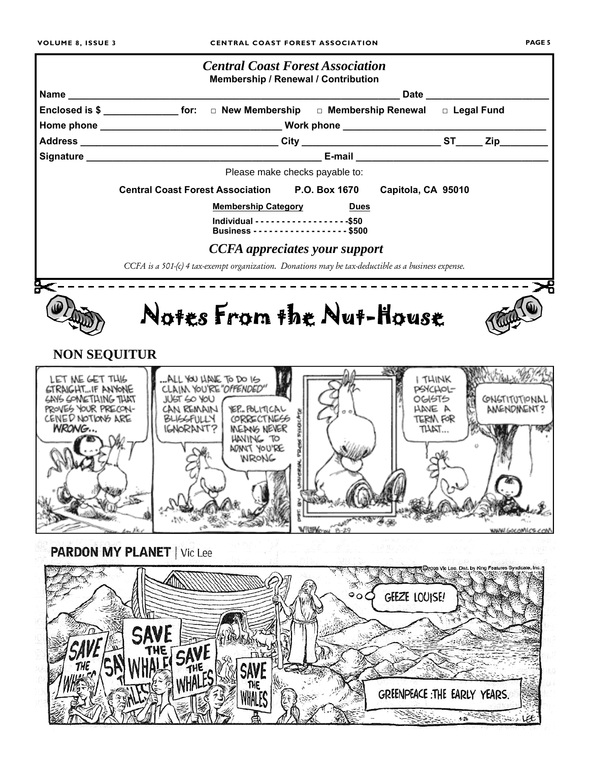## *Central Coast Forest Association*

**Membership / Renewal / Contribution**

**Name** ______________________________________________ **Date** ________________

**Enclosed is $** ____________ **for:** □ **New Membership** □ **Membership Renewal** □ **Legal Fund**

**Home phone** ______________________________ **Work phone** ______________________________

**Address** ______________________________ **City** ____________________ **ST**_____ **Zip**________

**Signature** ______________________________ **E-mail** ______________________________

Please make checks payable to:

**Central Coast Forest Association P.O. Box 1670 Capitola, CA 95010**

| Membership Category | Dues |
|---|---|
| Individual | $50 |
| Business | $500 |

***CCFA appreciates your support***

*CCFA is a 501-(c) 4 tax-exempt organization. Donations may be tax-deductible as a business expense.*

# Notes From the Nut-House

## NON SEQUITUR

## PARDON MY PLANET | Vic Lee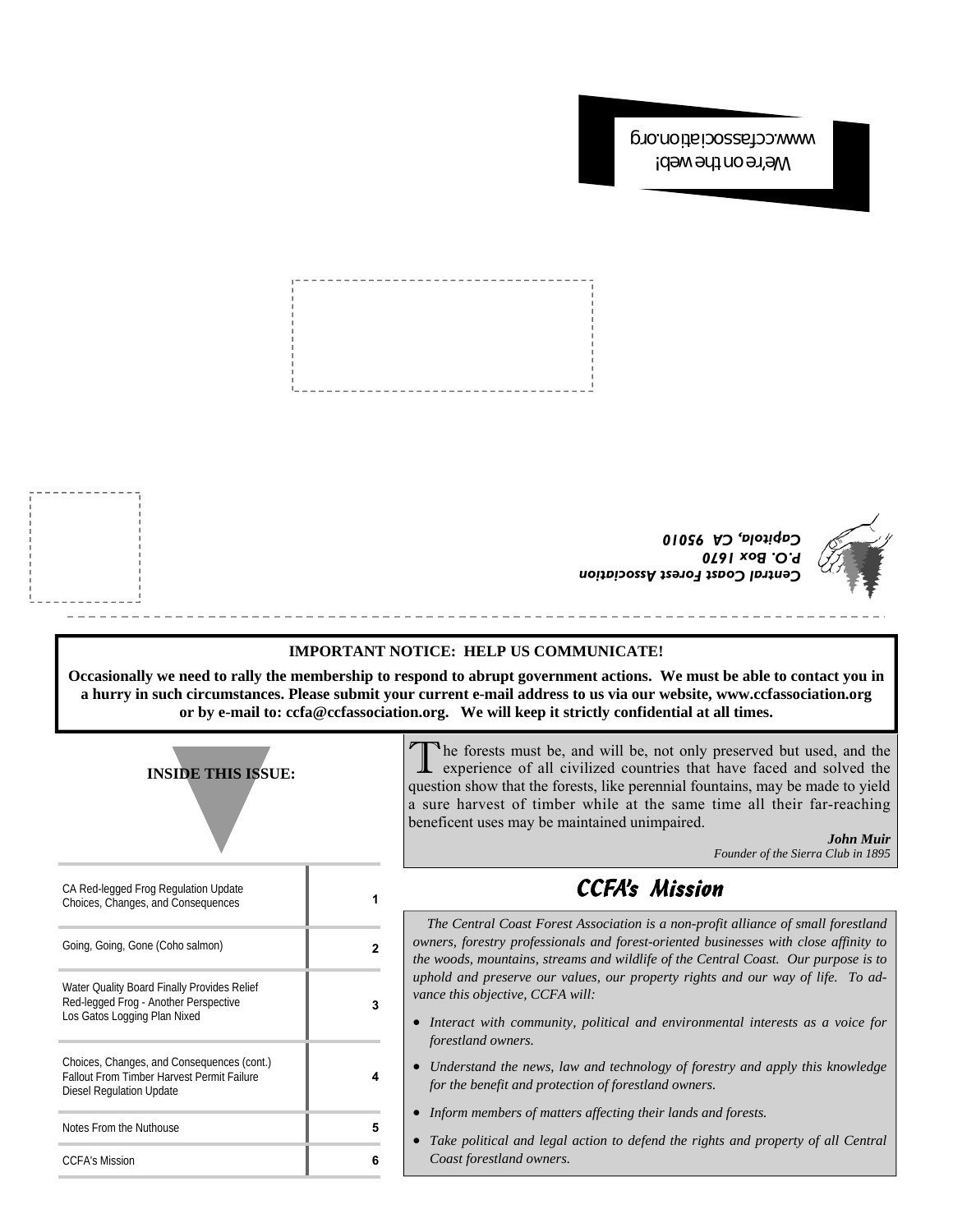We're on the web!
www.ccfassociation.org

*Central Coast Forest Association*
*P.O. Box 1670*
*Capitola, CA 95010*

**IMPORTANT NOTICE: HELP US COMMUNICATE!**

**Occasionally we need to rally the membership to respond to abrupt government actions. We must be able to contact you in a hurry in such circumstances. Please submit your current e-mail address to us via our website, www.ccfassociation.org or by e-mail to: ccfa@ccfassociation.org. We will keep it strictly confidential at all times.**

**INSIDE THIS ISSUE:**

| | |
|---|---|
| CA Red-legged Frog Regulation Update<br>Choices, Changes, and Consequences | 1 |
| Going, Going, Gone (Coho salmon) | 2 |
| Water Quality Board Finally Provides Relief<br>Red-legged Frog - Another Perspective<br>Los Gatos Logging Plan Nixed | 3 |
| Choices, Changes, and Consequences (cont.)<br>Fallout From Timber Harvest Permit Failure<br>Diesel Regulation Update | 4 |
| Notes From the Nuthouse | 5 |
| CCFA's Mission | 6 |

The forests must be, and will be, not only preserved but used, and the experience of all civilized countries that have faced and solved the question show that the forests, like perennial fountains, may be made to yield a sure harvest of timber while at the same time all their far-reaching beneficent uses may be maintained unimpaired.

***John Muir***
*Founder of the Sierra Club in 1895*

## CCFA's Mission

*The Central Coast Forest Association is a non-profit alliance of small forestland owners, forestry professionals and forest-oriented businesses with close affinity to the woods, mountains, streams and wildlife of the Central Coast. Our purpose is to uphold and preserve our values, our property rights and our way of life. To advance this objective, CCFA will:*

- *Interact with community, political and environmental interests as a voice for forestland owners.*
- *Understand the news, law and technology of forestry and apply this knowledge for the benefit and protection of forestland owners.*
- *Inform members of matters affecting their lands and forests.*
- *Take political and legal action to defend the rights and property of all Central Coast forestland owners.*